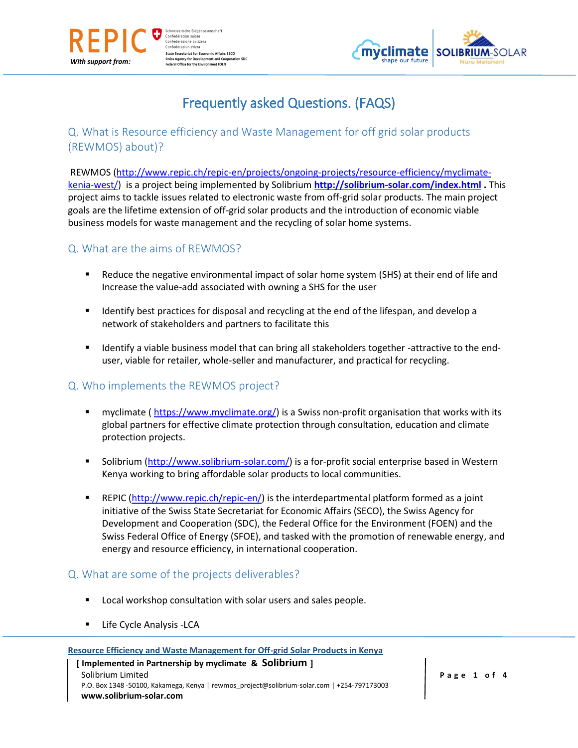# Frequently asked Questions. (FAQS)

## Q. What is Resource efficiency and Waste Management for off grid solar products (REWMOS) about?

REWMOS (http://www.repic.ch/repic-en/projects/ongoing-projects/resource-efficiency/myclimate-kenia-west/) is a project being implemented by Solibrium **http://solibrium-solar.com/index.html** . This project aims to tackle issues related to electronic waste from off-grid solar products. The main project goals are the lifetime extension of off-grid solar products and the introduction of economic viable business models for waste management and the recycling of solar home systems.

## Q. What are the aims of REWMOS?

- Reduce the negative environmental impact of solar home system (SHS) at their end of life and Increase the value-add associated with owning a SHS for the user
- Identify best practices for disposal and recycling at the end of the lifespan, and develop a network of stakeholders and partners to facilitate this
- Identify a viable business model that can bring all stakeholders together -attractive to the end-user, viable for retailer, whole-seller and manufacturer, and practical for recycling.

## Q. Who implements the REWMOS project?

- myclimate ( https://www.myclimate.org/) is a Swiss non-profit organisation that works with its global partners for effective climate protection through consultation, education and climate protection projects.
- Solibrium (http://www.solibrium-solar.com/) is a for-profit social enterprise based in Western Kenya working to bring affordable solar products to local communities.
- REPIC (http://www.repic.ch/repic-en/) is the interdepartmental platform formed as a joint initiative of the Swiss State Secretariat for Economic Affairs (SECO), the Swiss Agency for Development and Cooperation (SDC), the Federal Office for the Environment (FOEN) and the Swiss Federal Office of Energy (SFOE), and tasked with the promotion of renewable energy, and energy and resource efficiency, in international cooperation.

## Q. What are some of the projects deliverables?

- Local workshop consultation with solar users and sales people.
- Life Cycle Analysis -LCA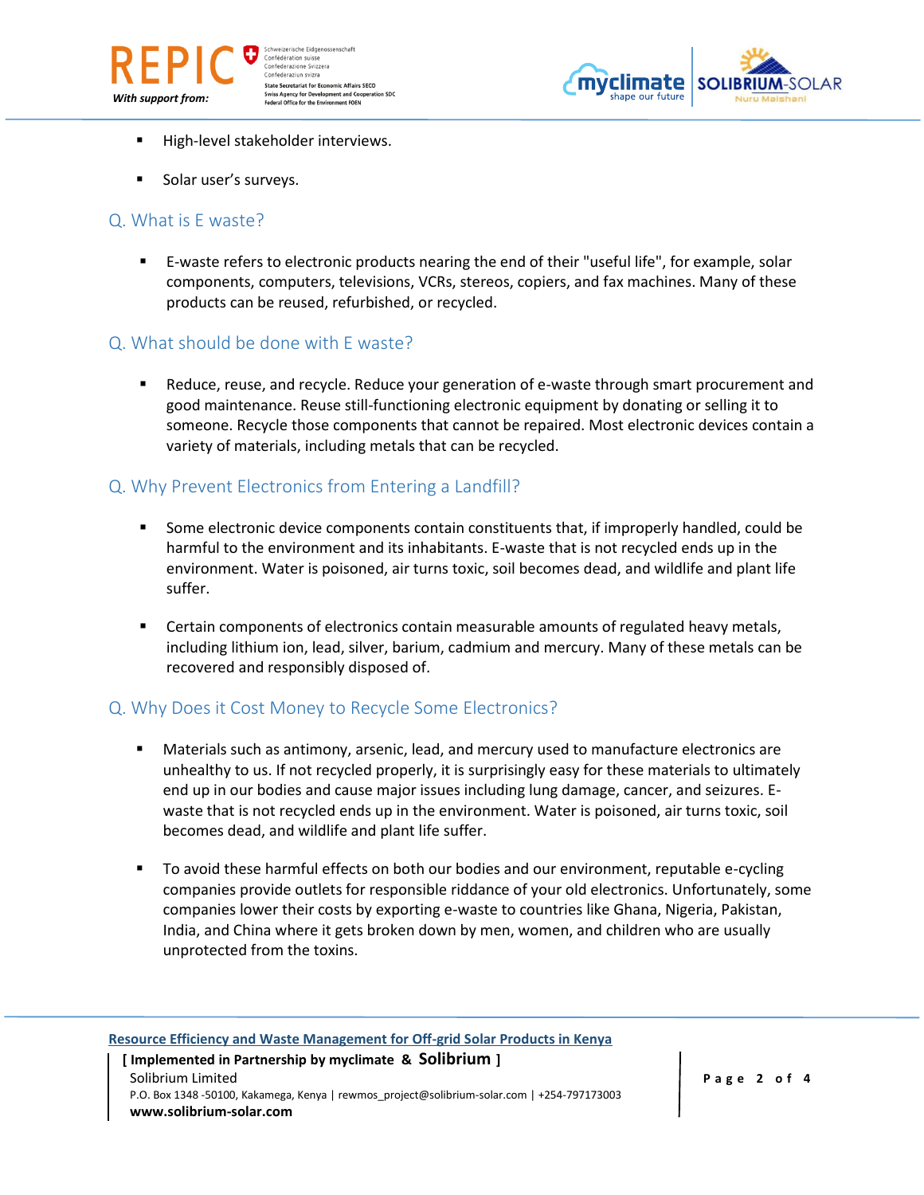- High-level stakeholder interviews.
- Solar user's surveys.

## Q. What is E waste?

- E-waste refers to electronic products nearing the end of their "useful life", for example, solar components, computers, televisions, VCRs, stereos, copiers, and fax machines. Many of these products can be reused, refurbished, or recycled.

## Q. What should be done with E waste?

- Reduce, reuse, and recycle. Reduce your generation of e-waste through smart procurement and good maintenance. Reuse still-functioning electronic equipment by donating or selling it to someone. Recycle those components that cannot be repaired. Most electronic devices contain a variety of materials, including metals that can be recycled.

## Q. Why Prevent Electronics from Entering a Landfill?

- Some electronic device components contain constituents that, if improperly handled, could be harmful to the environment and its inhabitants. E-waste that is not recycled ends up in the environment. Water is poisoned, air turns toxic, soil becomes dead, and wildlife and plant life suffer.
- Certain components of electronics contain measurable amounts of regulated heavy metals, including lithium ion, lead, silver, barium, cadmium and mercury. Many of these metals can be recovered and responsibly disposed of.

## Q. Why Does it Cost Money to Recycle Some Electronics?

- Materials such as antimony, arsenic, lead, and mercury used to manufacture electronics are unhealthy to us. If not recycled properly, it is surprisingly easy for these materials to ultimately end up in our bodies and cause major issues including lung damage, cancer, and seizures. E-waste that is not recycled ends up in the environment. Water is poisoned, air turns toxic, soil becomes dead, and wildlife and plant life suffer.
- To avoid these harmful effects on both our bodies and our environment, reputable e-cycling companies provide outlets for responsible riddance of your old electronics. Unfortunately, some companies lower their costs by exporting e-waste to countries like Ghana, Nigeria, Pakistan, India, and China where it gets broken down by men, women, and children who are usually unprotected from the toxins.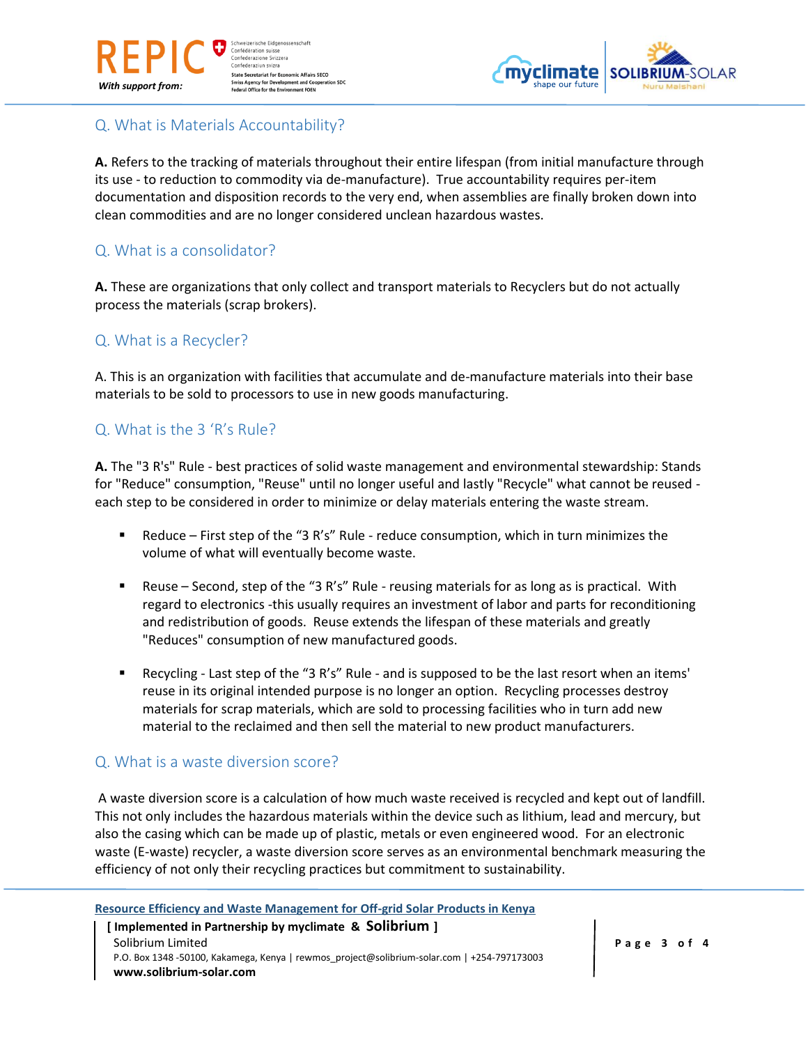## Q. What is Materials Accountability?

**A.** Refers to the tracking of materials throughout their entire lifespan (from initial manufacture through its use - to reduction to commodity via de-manufacture). True accountability requires per-item documentation and disposition records to the very end, when assemblies are finally broken down into clean commodities and are no longer considered unclean hazardous wastes.

## Q. What is a consolidator?

**A.** These are organizations that only collect and transport materials to Recyclers but do not actually process the materials (scrap brokers).

## Q. What is a Recycler?

A. This is an organization with facilities that accumulate and de-manufacture materials into their base materials to be sold to processors to use in new goods manufacturing.

## Q. What is the 3 'R's Rule?

**A.** The "3 R's" Rule - best practices of solid waste management and environmental stewardship: Stands for "Reduce" consumption, "Reuse" until no longer useful and lastly "Recycle" what cannot be reused - each step to be considered in order to minimize or delay materials entering the waste stream.

- Reduce – First step of the "3 R's" Rule - reduce consumption, which in turn minimizes the volume of what will eventually become waste.
- Reuse – Second, step of the "3 R's" Rule - reusing materials for as long as is practical. With regard to electronics -this usually requires an investment of labor and parts for reconditioning and redistribution of goods. Reuse extends the lifespan of these materials and greatly "Reduces" consumption of new manufactured goods.
- Recycling - Last step of the "3 R's" Rule - and is supposed to be the last resort when an items' reuse in its original intended purpose is no longer an option. Recycling processes destroy materials for scrap materials, which are sold to processing facilities who in turn add new material to the reclaimed and then sell the material to new product manufacturers.

## Q. What is a waste diversion score?

A waste diversion score is a calculation of how much waste received is recycled and kept out of landfill. This not only includes the hazardous materials within the device such as lithium, lead and mercury, but also the casing which can be made up of plastic, metals or even engineered wood. For an electronic waste (E-waste) recycler, a waste diversion score serves as an environmental benchmark measuring the efficiency of not only their recycling practices but commitment to sustainability.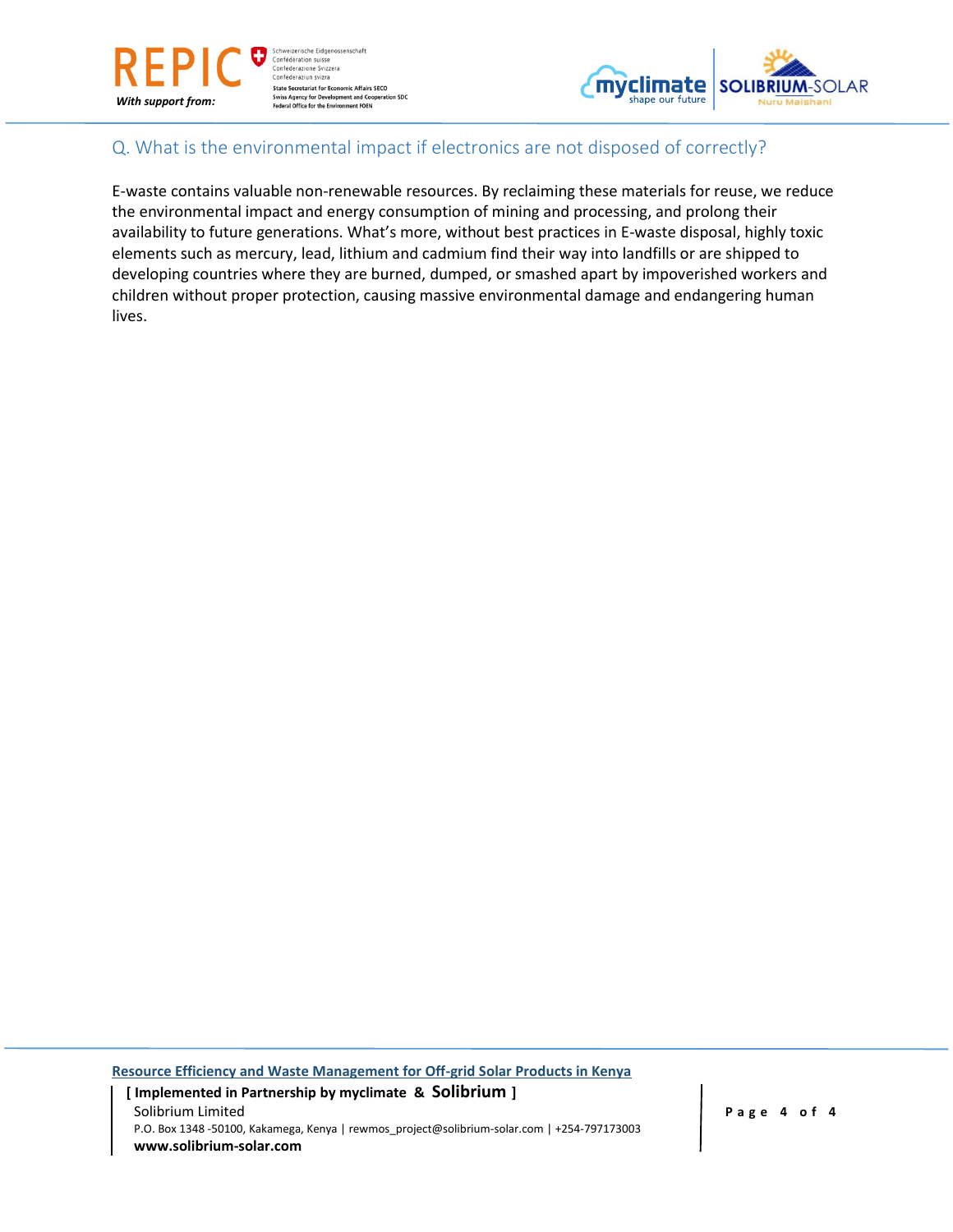## Q. What is the environmental impact if electronics are not disposed of correctly?

E-waste contains valuable non-renewable resources. By reclaiming these materials for reuse, we reduce the environmental impact and energy consumption of mining and processing, and prolong their availability to future generations. What's more, without best practices in E-waste disposal, highly toxic elements such as mercury, lead, lithium and cadmium find their way into landfills or are shipped to developing countries where they are burned, dumped, or smashed apart by impoverished workers and children without proper protection, causing massive environmental damage and endangering human lives.